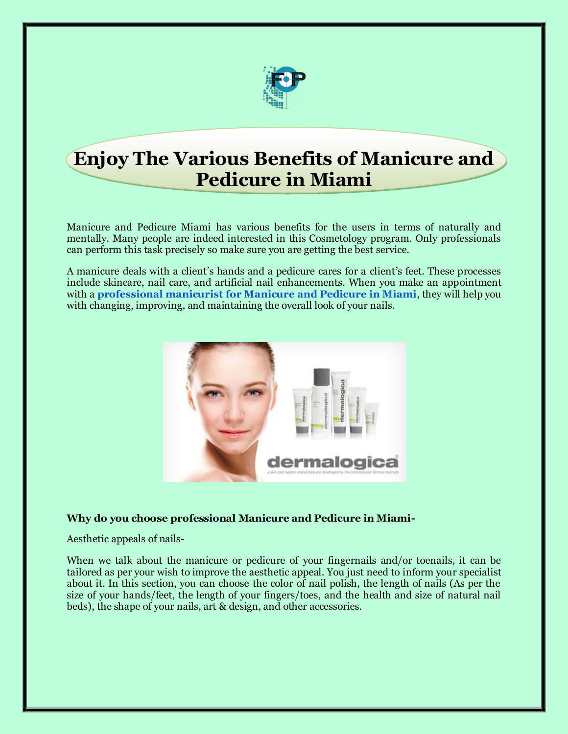# Enjoy The Various Benefits of Manicure and Pedicure in Miami

Manicure and Pedicure Miami has various benefits for the users in terms of naturally and mentally. Many people are indeed interested in this Cosmetology program. Only professionals can perform this task precisely so make sure you are getting the best service.

A manicure deals with a client's hands and a pedicure cares for a client's feet. These processes include skincare, nail care, and artificial nail enhancements. When you make an appointment with a **professional manicurist for Manicure and Pedicure in Miami**, they will help you with changing, improving, and maintaining the overall look of your nails.

**Why do you choose professional Manicure and Pedicure in Miami-**

Aesthetic appeals of nails-

When we talk about the manicure or pedicure of your fingernails and/or toenails, it can be tailored as per your wish to improve the aesthetic appeal. You just need to inform your specialist about it. In this section, you can choose the color of nail polish, the length of nails (As per the size of your hands/feet, the length of your fingers/toes, and the health and size of natural nail beds), the shape of your nails, art & design, and other accessories.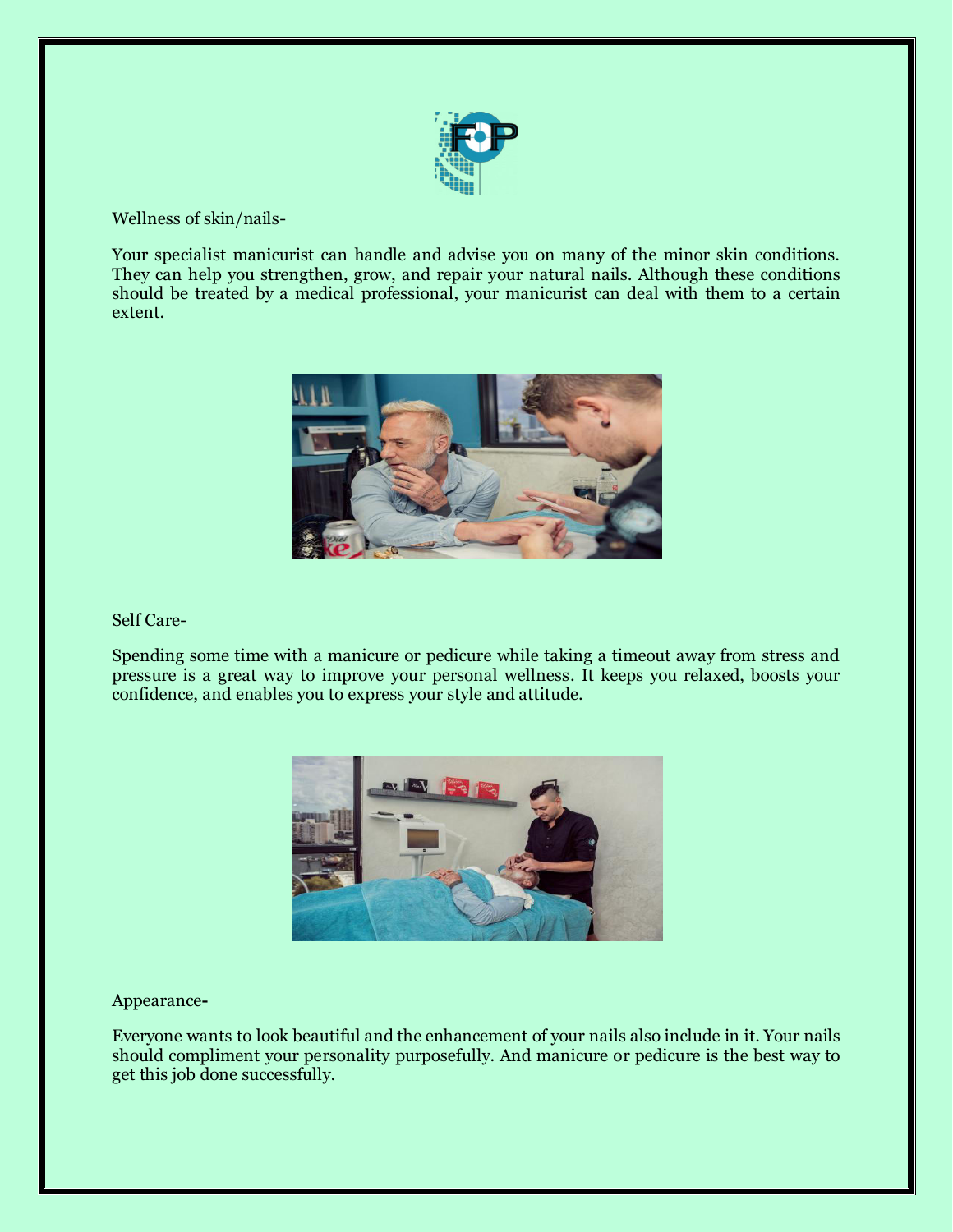Wellness of skin/nails-

Your specialist manicurist can handle and advise you on many of the minor skin conditions. They can help you strengthen, grow, and repair your natural nails. Although these conditions should be treated by a medical professional, your manicurist can deal with them to a certain extent.

Self Care-

Spending some time with a manicure or pedicure while taking a timeout away from stress and pressure is a great way to improve your personal wellness. It keeps you relaxed, boosts your confidence, and enables you to express your style and attitude.

Appearance-

Everyone wants to look beautiful and the enhancement of your nails also include in it. Your nails should compliment your personality purposefully. And manicure or pedicure is the best way to get this job done successfully.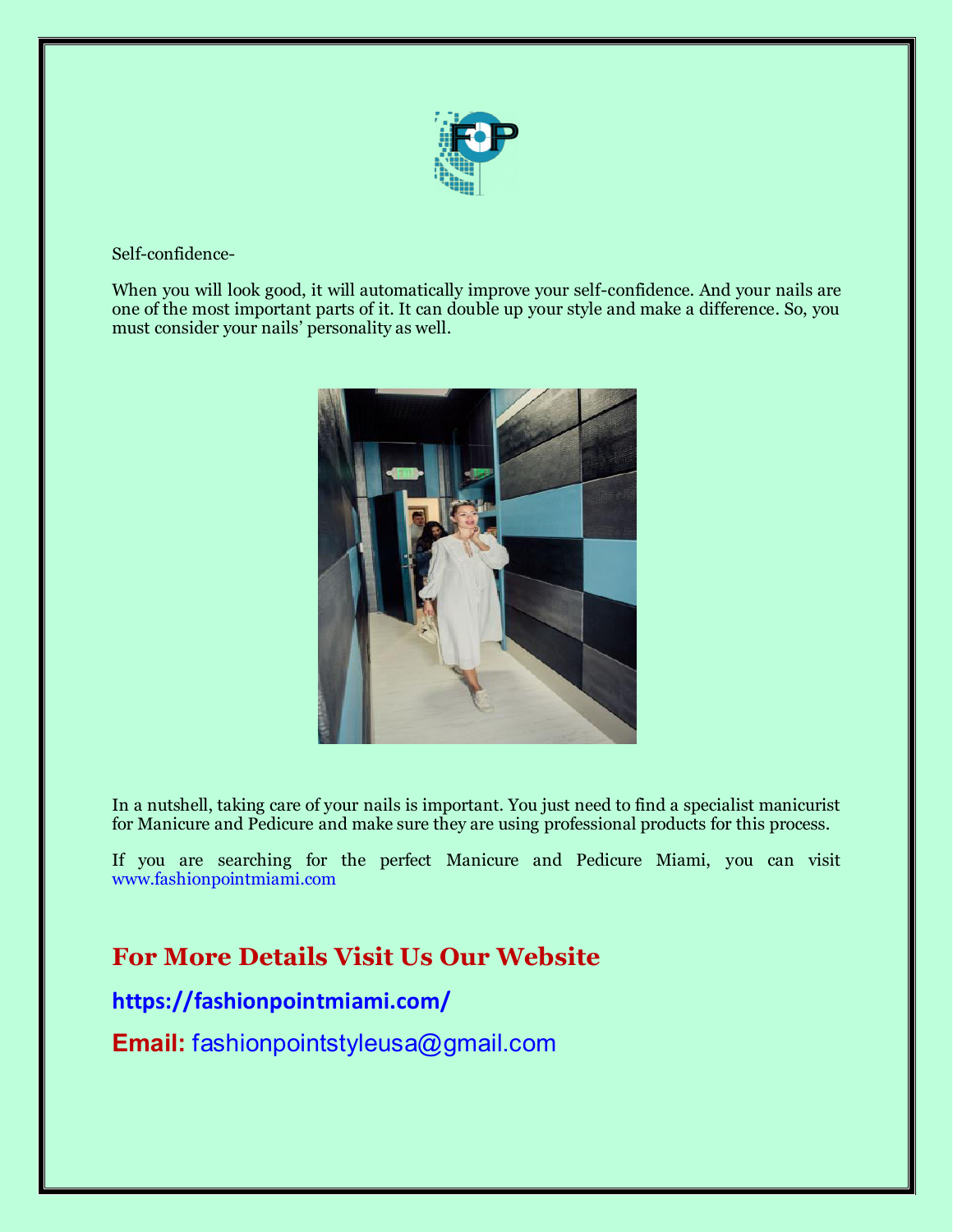Self-confidence-

When you will look good, it will automatically improve your self-confidence. And your nails are one of the most important parts of it. It can double up your style and make a difference. So, you must consider your nails' personality as well.

In a nutshell, taking care of your nails is important. You just need to find a specialist manicurist for Manicure and Pedicure and make sure they are using professional products for this process.

If you are searching for the perfect Manicure and Pedicure Miami, you can visit www.fashionpointmiami.com

## For More Details Visit Us Our Website

**https://fashionpointmiami.com/**

**Email:** fashionpointstyleusa@gmail.com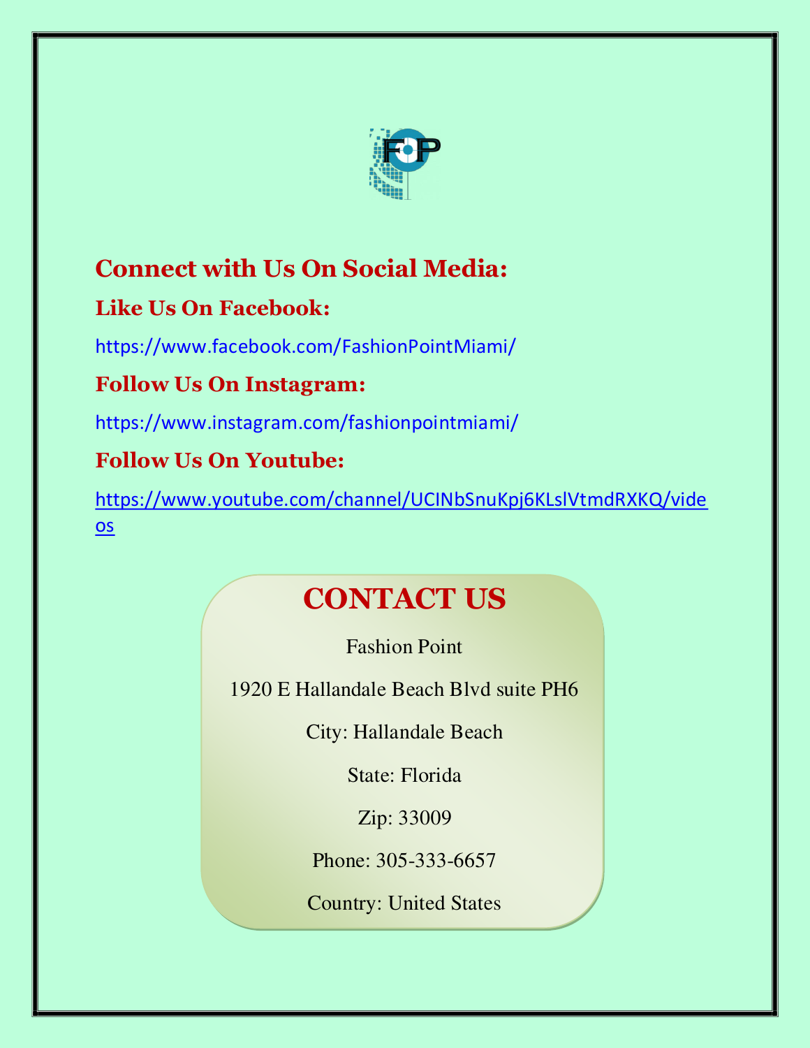## Connect with Us On Social Media:

### Like Us On Facebook:

https://www.facebook.com/FashionPointMiami/

### Follow Us On Instagram:

https://www.instagram.com/fashionpointmiami/

### Follow Us On Youtube:

https://www.youtube.com/channel/UCINbSnuKpj6KLslVtmdRXKQ/videos

## CONTACT US

Fashion Point

1920 E Hallandale Beach Blvd suite PH6

City: Hallandale Beach

State: Florida

Zip: 33009

Phone: 305-333-6657

Country: United States